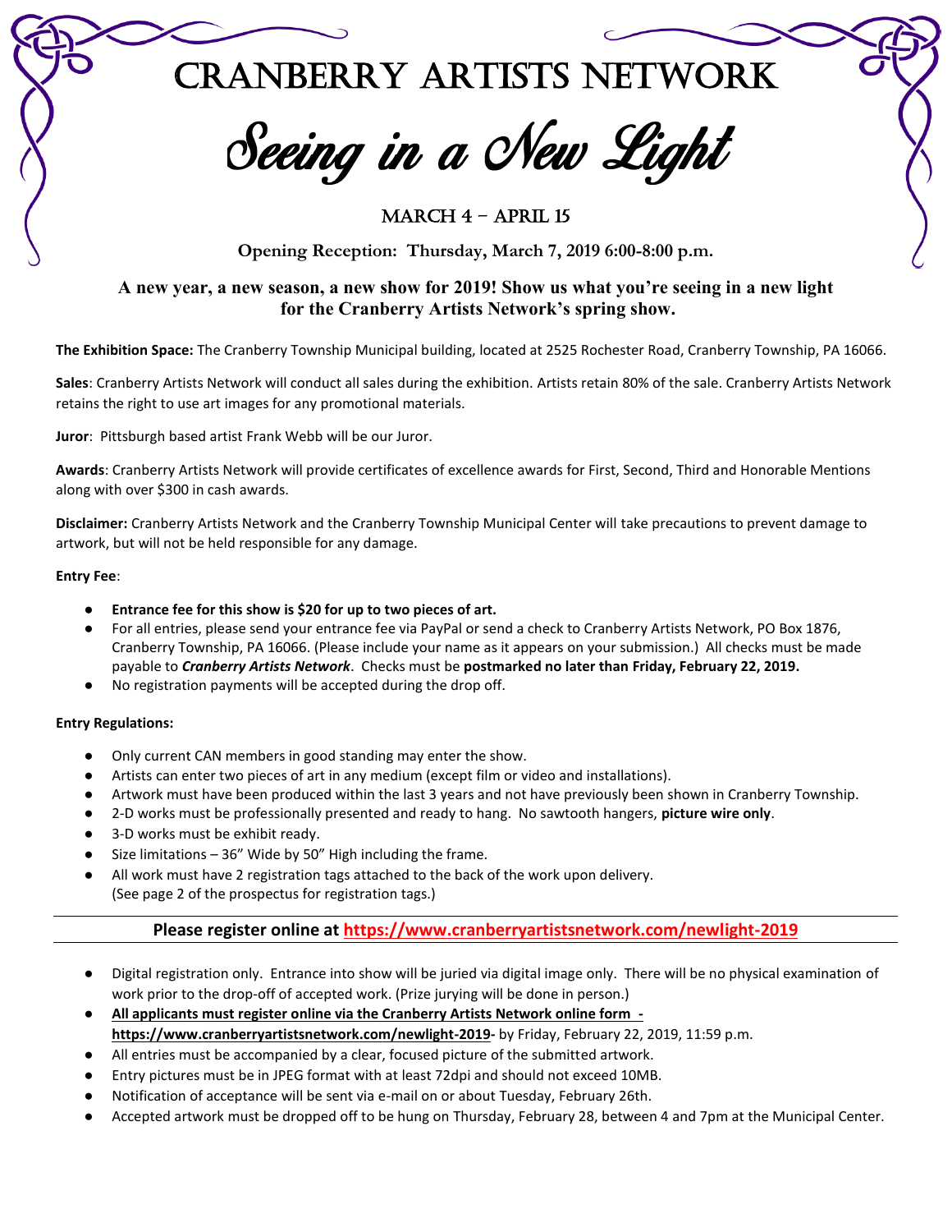# Cranberry Artists Network

## *Seeing in a New Light*

### March 4 – April 15

**Opening Reception: Thursday, March 7, 2019 6:00-8:00 p.m.**

**A new year, a new season, a new show for 2019! Show us what you're seeing in a new light for the Cranberry Artists Network's spring show.**

**The Exhibition Space:** The Cranberry Township Municipal building, located at 2525 Rochester Road, Cranberry Township, PA 16066.

**Sales**: Cranberry Artists Network will conduct all sales during the exhibition. Artists retain 80% of the sale. Cranberry Artists Network retains the right to use art images for any promotional materials.

**Juror**: Pittsburgh based artist Frank Webb will be our Juror.

**Awards**: Cranberry Artists Network will provide certificates of excellence awards for First, Second, Third and Honorable Mentions along with over $300 in cash awards.

**Disclaimer:** Cranberry Artists Network and the Cranberry Township Municipal Center will take precautions to prevent damage to artwork, but will not be held responsible for any damage.

**Entry Fee**:

- **Entrance fee for this show is $20 for up to two pieces of art.**
- For all entries, please send your entrance fee via PayPal or send a check to Cranberry Artists Network, PO Box 1876, Cranberry Township, PA 16066. (Please include your name as it appears on your submission.) All checks must be made payable to ***Cranberry Artists Network***. Checks must be **postmarked no later than Friday, February 22, 2019.**
- No registration payments will be accepted during the drop off.

**Entry Regulations:**

- Only current CAN members in good standing may enter the show.
- Artists can enter two pieces of art in any medium (except film or video and installations).
- Artwork must have been produced within the last 3 years and not have previously been shown in Cranberry Township.
- 2-D works must be professionally presented and ready to hang. No sawtooth hangers, **picture wire only**.
- 3-D works must be exhibit ready.
- Size limitations – 36" Wide by 50" High including the frame.
- All work must have 2 registration tags attached to the back of the work upon delivery. (See page 2 of the prospectus for registration tags.)

---

**Please register online at https://www.cranberryartistsnetwork.com/newlight-2019**

---

- Digital registration only. Entrance into show will be juried via digital image only. There will be no physical examination of work prior to the drop-off of accepted work. (Prize jurying will be done in person.)
- **All applicants must register online via the Cranberry Artists Network online form - https://www.cranberryartistsnetwork.com/newlight-2019-** by Friday, February 22, 2019, 11:59 p.m.
- All entries must be accompanied by a clear, focused picture of the submitted artwork.
- Entry pictures must be in JPEG format with at least 72dpi and should not exceed 10MB.
- Notification of acceptance will be sent via e-mail on or about Tuesday, February 26th.
- Accepted artwork must be dropped off to be hung on Thursday, February 28, between 4 and 7pm at the Municipal Center.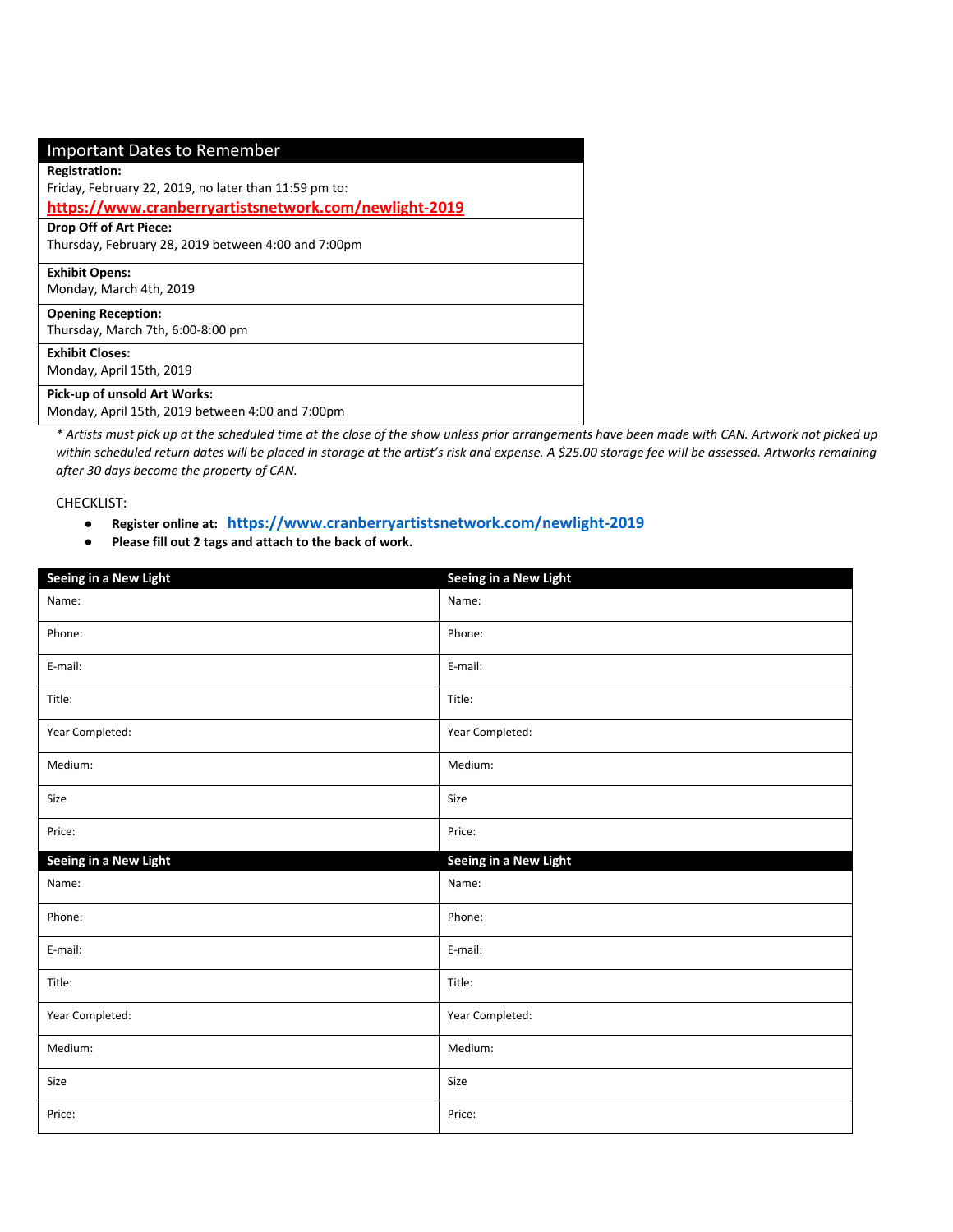| Important Dates to Remember |
|---|
| **Registration:**<br>Friday, February 22, 2019, no later than 11:59 pm to:<br>**https://www.cranberryartistsnetwork.com/newlight-2019** |
| **Drop Off of Art Piece:**<br>Thursday, February 28, 2019 between 4:00 and 7:00pm |
| **Exhibit Opens:**<br>Monday, March 4th, 2019 |
| **Opening Reception:**<br>Thursday, March 7th, 6:00-8:00 pm |
| **Exhibit Closes:**<br>Monday, April 15th, 2019 |
| **Pick-up of unsold Art Works:**<br>Monday, April 15th, 2019 between 4:00 and 7:00pm |

*\* Artists must pick up at the scheduled time at the close of the show unless prior arrangements have been made with CAN. Artwork not picked up within scheduled return dates will be placed in storage at the artist's risk and expense. A $25.00 storage fee will be assessed. Artworks remaining after 30 days become the property of CAN.*

CHECKLIST:

- **Register online at: https://www.cranberryartistsnetwork.com/newlight-2019**
- **Please fill out 2 tags and attach to the back of work.**

| Seeing in a New Light | Seeing in a New Light |
|---|---|
| Name: | Name: |
| Phone: | Phone: |
| E-mail: | E-mail: |
| Title: | Title: |
| Year Completed: | Year Completed: |
| Medium: | Medium: |
| Size | Size |
| Price: | Price: |

| Seeing in a New Light | Seeing in a New Light |
|---|---|
| Name: | Name: |
| Phone: | Phone: |
| E-mail: | E-mail: |
| Title: | Title: |
| Year Completed: | Year Completed: |
| Medium: | Medium: |
| Size | Size |
| Price: | Price: |